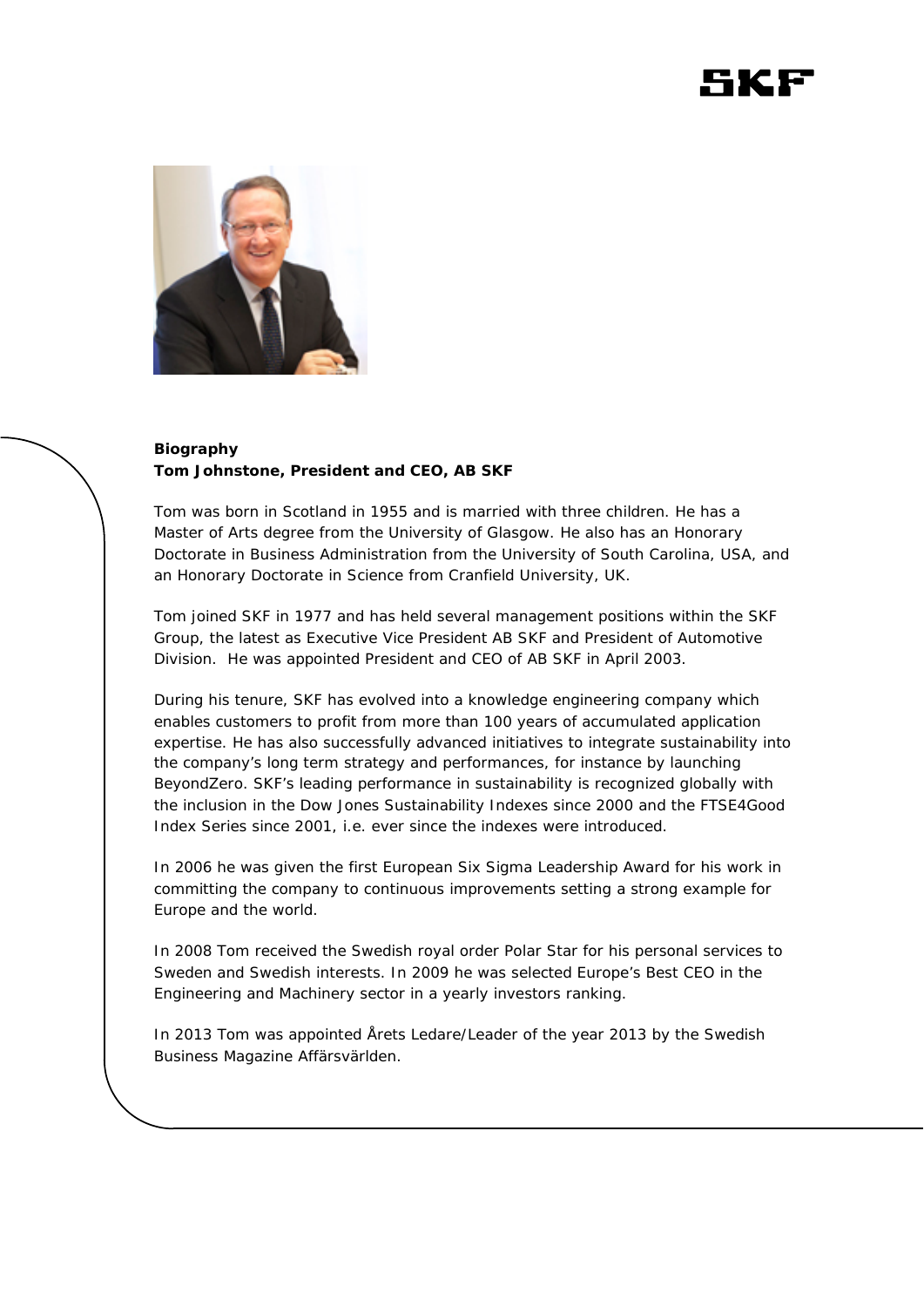**Biography**

**Tom Johnstone, President and CEO, AB SKF**

Tom was born in Scotland in 1955 and is married with three children. He has a Master of Arts degree from the University of Glasgow. He also has an Honorary Doctorate in Business Administration from the University of South Carolina, USA, and an Honorary Doctorate in Science from Cranfield University, UK.

Tom joined SKF in 1977 and has held several management positions within the SKF Group, the latest as Executive Vice President AB SKF and President of Automotive Division. He was appointed President and CEO of AB SKF in April 2003.

During his tenure, SKF has evolved into a knowledge engineering company which enables customers to profit from more than 100 years of accumulated application expertise. He has also successfully advanced initiatives to integrate sustainability into the company's long term strategy and performances, for instance by launching BeyondZero. SKF's leading performance in sustainability is recognized globally with the inclusion in the Dow Jones Sustainability Indexes since 2000 and the FTSE4Good Index Series since 2001, i.e. ever since the indexes were introduced.

In 2006 he was given the first European Six Sigma Leadership Award for his work in committing the company to continuous improvements setting a strong example for Europe and the world.

In 2008 Tom received the Swedish royal order Polar Star for his personal services to Sweden and Swedish interests. In 2009 he was selected Europe's Best CEO in the Engineering and Machinery sector in a yearly investors ranking.

In 2013 Tom was appointed Årets Ledare/Leader of the year 2013 by the Swedish Business Magazine Affärsvärlden.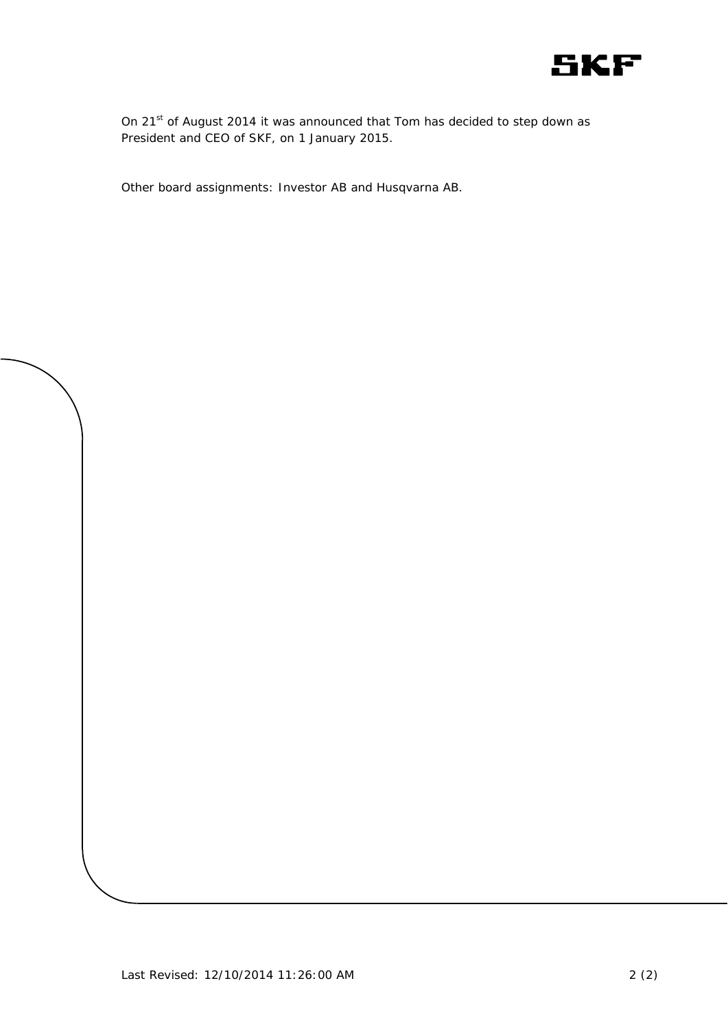On 21st of August 2014 it was announced that Tom has decided to step down as President and CEO of SKF, on 1 January 2015.

Other board assignments: Investor AB and Husqvarna AB.

Last Revised: 12/10/2014 11:26:00 AM